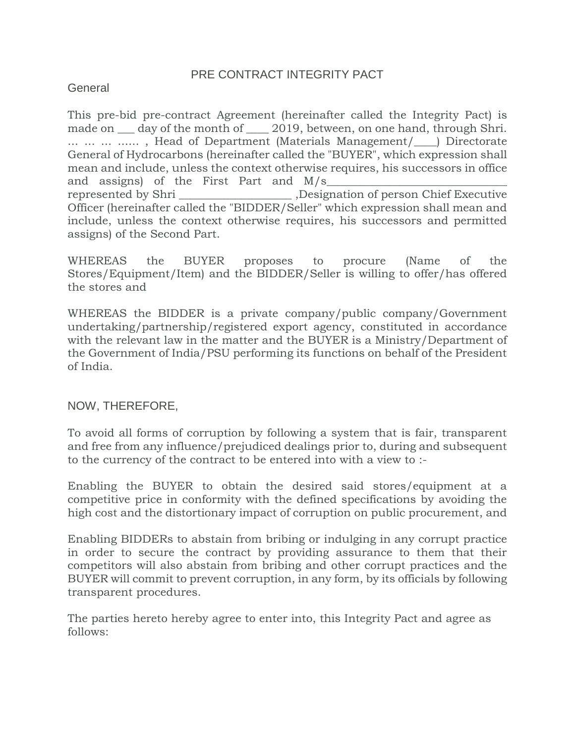# PRE CONTRACT INTEGRITY PACT

## General

This pre-bid pre-contract Agreement (hereinafter called the Integrity Pact) is made on ___ day of the month of ____ 2019, between, on one hand, through Shri. … … … …… , Head of Department (Materials Management/____) Directorate General of Hydrocarbons (hereinafter called the "BUYER", which expression shall mean and include, unless the context otherwise requires, his successors in office and assigns) of the First Part and M/s_______________________________ represented by Shri ___________________ ,Designation of person Chief Executive Officer (hereinafter called the "BIDDER/Seller" which expression shall mean and include, unless the context otherwise requires, his successors and permitted assigns) of the Second Part.

WHEREAS the BUYER proposes to procure (Name of the Stores/Equipment/Item) and the BIDDER/Seller is willing to offer/has offered the stores and

WHEREAS the BIDDER is a private company/public company/Government undertaking/partnership/registered export agency, constituted in accordance with the relevant law in the matter and the BUYER is a Ministry/Department of the Government of India/PSU performing its functions on behalf of the President of India.

NOW, THEREFORE,

To avoid all forms of corruption by following a system that is fair, transparent and free from any influence/prejudiced dealings prior to, during and subsequent to the currency of the contract to be entered into with a view to :-

Enabling the BUYER to obtain the desired said stores/equipment at a competitive price in conformity with the defined specifications by avoiding the high cost and the distortionary impact of corruption on public procurement, and

Enabling BIDDERs to abstain from bribing or indulging in any corrupt practice in order to secure the contract by providing assurance to them that their competitors will also abstain from bribing and other corrupt practices and the BUYER will commit to prevent corruption, in any form, by its officials by following transparent procedures.

The parties hereto hereby agree to enter into, this Integrity Pact and agree as follows: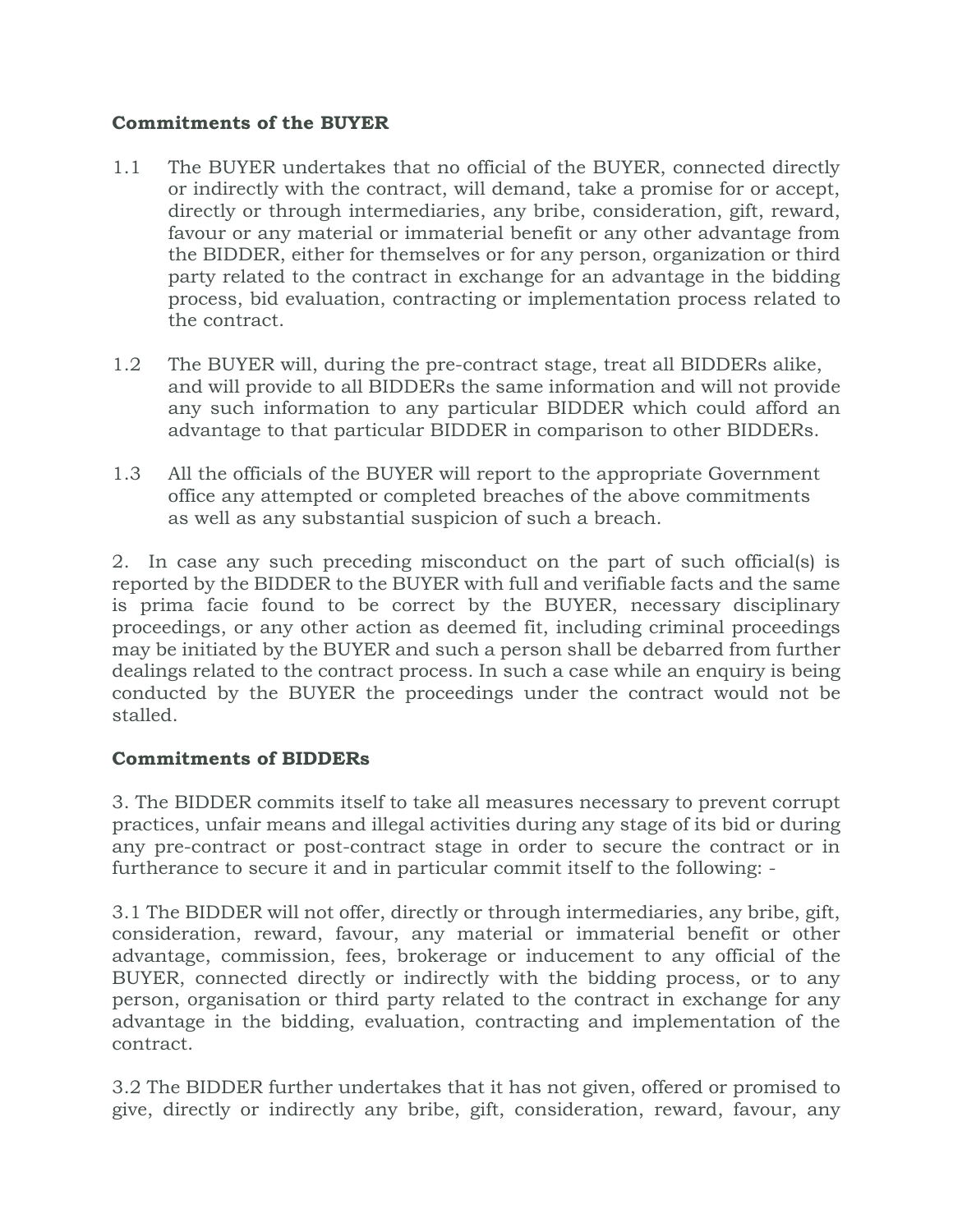**Commitments of the BUYER**

1.1 The BUYER undertakes that no official of the BUYER, connected directly or indirectly with the contract, will demand, take a promise for or accept, directly or through intermediaries, any bribe, consideration, gift, reward, favour or any material or immaterial benefit or any other advantage from the BIDDER, either for themselves or for any person, organization or third party related to the contract in exchange for an advantage in the bidding process, bid evaluation, contracting or implementation process related to the contract.

1.2 The BUYER will, during the pre-contract stage, treat all BIDDERs alike, and will provide to all BIDDERs the same information and will not provide any such information to any particular BIDDER which could afford an advantage to that particular BIDDER in comparison to other BIDDERs.

1.3 All the officials of the BUYER will report to the appropriate Government office any attempted or completed breaches of the above commitments as well as any substantial suspicion of such a breach.

2. In case any such preceding misconduct on the part of such official(s) is reported by the BIDDER to the BUYER with full and verifiable facts and the same is prima facie found to be correct by the BUYER, necessary disciplinary proceedings, or any other action as deemed fit, including criminal proceedings may be initiated by the BUYER and such a person shall be debarred from further dealings related to the contract process. In such a case while an enquiry is being conducted by the BUYER the proceedings under the contract would not be stalled.

**Commitments of BIDDERs**

3. The BIDDER commits itself to take all measures necessary to prevent corrupt practices, unfair means and illegal activities during any stage of its bid or during any pre-contract or post-contract stage in order to secure the contract or in furtherance to secure it and in particular commit itself to the following: -

3.1 The BIDDER will not offer, directly or through intermediaries, any bribe, gift, consideration, reward, favour, any material or immaterial benefit or other advantage, commission, fees, brokerage or inducement to any official of the BUYER, connected directly or indirectly with the bidding process, or to any person, organisation or third party related to the contract in exchange for any advantage in the bidding, evaluation, contracting and implementation of the contract.

3.2 The BIDDER further undertakes that it has not given, offered or promised to give, directly or indirectly any bribe, gift, consideration, reward, favour, any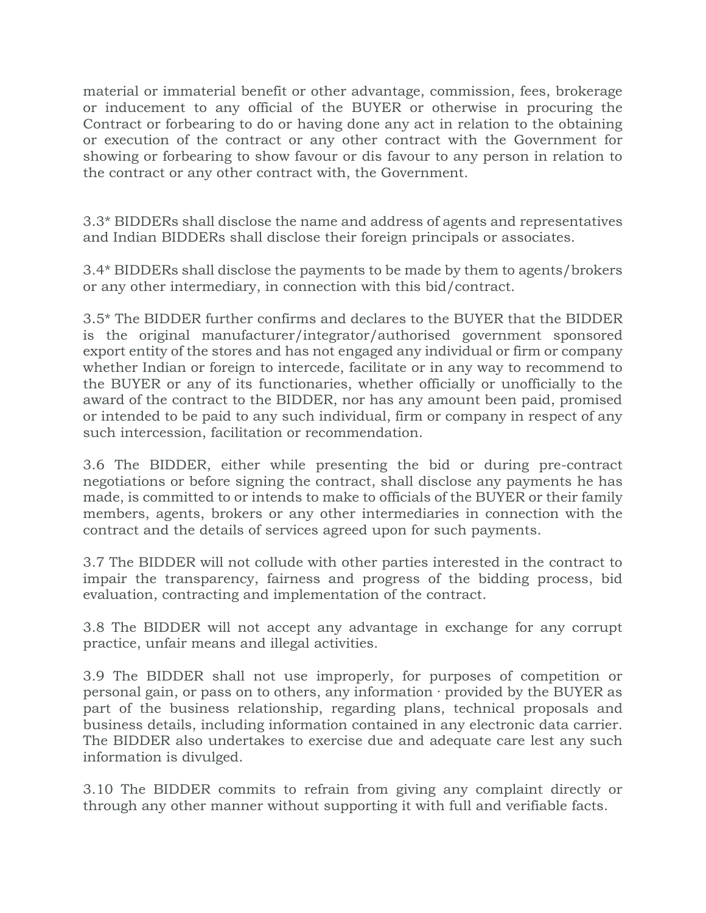material or immaterial benefit or other advantage, commission, fees, brokerage or inducement to any official of the BUYER or otherwise in procuring the Contract or forbearing to do or having done any act in relation to the obtaining or execution of the contract or any other contract with the Government for showing or forbearing to show favour or dis favour to any person in relation to the contract or any other contract with, the Government.

3.3* BIDDERs shall disclose the name and address of agents and representatives and Indian BIDDERs shall disclose their foreign principals or associates.

3.4* BIDDERs shall disclose the payments to be made by them to agents/brokers or any other intermediary, in connection with this bid/contract.

3.5* The BIDDER further confirms and declares to the BUYER that the BIDDER is the original manufacturer/integrator/authorised government sponsored export entity of the stores and has not engaged any individual or firm or company whether Indian or foreign to intercede, facilitate or in any way to recommend to the BUYER or any of its functionaries, whether officially or unofficially to the award of the contract to the BIDDER, nor has any amount been paid, promised or intended to be paid to any such individual, firm or company in respect of any such intercession, facilitation or recommendation.

3.6 The BIDDER, either while presenting the bid or during pre-contract negotiations or before signing the contract, shall disclose any payments he has made, is committed to or intends to make to officials of the BUYER or their family members, agents, brokers or any other intermediaries in connection with the contract and the details of services agreed upon for such payments.

3.7 The BIDDER will not collude with other parties interested in the contract to impair the transparency, fairness and progress of the bidding process, bid evaluation, contracting and implementation of the contract.

3.8 The BIDDER will not accept any advantage in exchange for any corrupt practice, unfair means and illegal activities.

3.9 The BIDDER shall not use improperly, for purposes of competition or personal gain, or pass on to others, any information · provided by the BUYER as part of the business relationship, regarding plans, technical proposals and business details, including information contained in any electronic data carrier. The BIDDER also undertakes to exercise due and adequate care lest any such information is divulged.

3.10 The BIDDER commits to refrain from giving any complaint directly or through any other manner without supporting it with full and verifiable facts.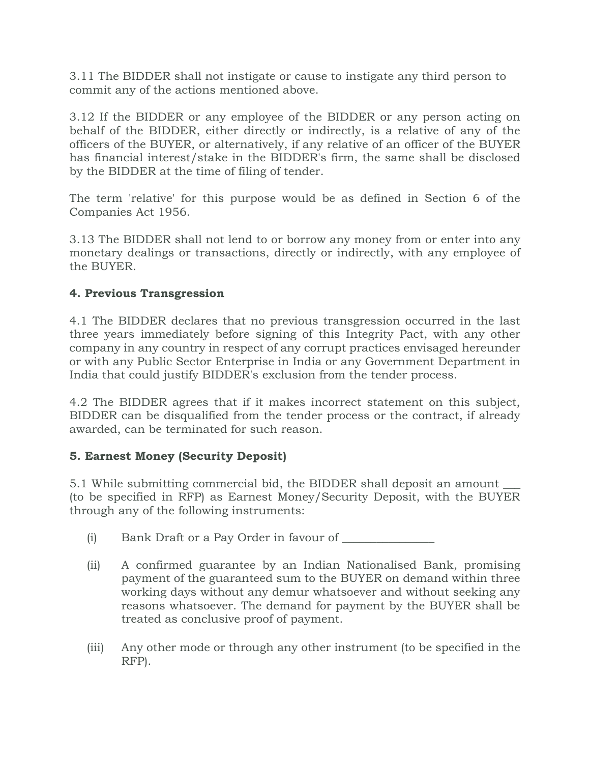3.11 The BIDDER shall not instigate or cause to instigate any third person to commit any of the actions mentioned above.

3.12 If the BIDDER or any employee of the BIDDER or any person acting on behalf of the BIDDER, either directly or indirectly, is a relative of any of the officers of the BUYER, or alternatively, if any relative of an officer of the BUYER has financial interest/stake in the BIDDER's firm, the same shall be disclosed by the BIDDER at the time of filing of tender.

The term 'relative' for this purpose would be as defined in Section 6 of the Companies Act 1956.

3.13 The BIDDER shall not lend to or borrow any money from or enter into any monetary dealings or transactions, directly or indirectly, with any employee of the BUYER.

**4. Previous Transgression**

4.1 The BIDDER declares that no previous transgression occurred in the last three years immediately before signing of this Integrity Pact, with any other company in any country in respect of any corrupt practices envisaged hereunder or with any Public Sector Enterprise in India or any Government Department in India that could justify BIDDER's exclusion from the tender process.

4.2 The BIDDER agrees that if it makes incorrect statement on this subject, BIDDER can be disqualified from the tender process or the contract, if already awarded, can be terminated for such reason.

**5. Earnest Money (Security Deposit)**

5.1 While submitting commercial bid, the BIDDER shall deposit an amount ___ (to be specified in RFP) as Earnest Money/Security Deposit, with the BUYER through any of the following instruments:

(i) Bank Draft or a Pay Order in favour of _______________

(ii) A confirmed guarantee by an Indian Nationalised Bank, promising payment of the guaranteed sum to the BUYER on demand within three working days without any demur whatsoever and without seeking any reasons whatsoever. The demand for payment by the BUYER shall be treated as conclusive proof of payment.

(iii) Any other mode or through any other instrument (to be specified in the RFP).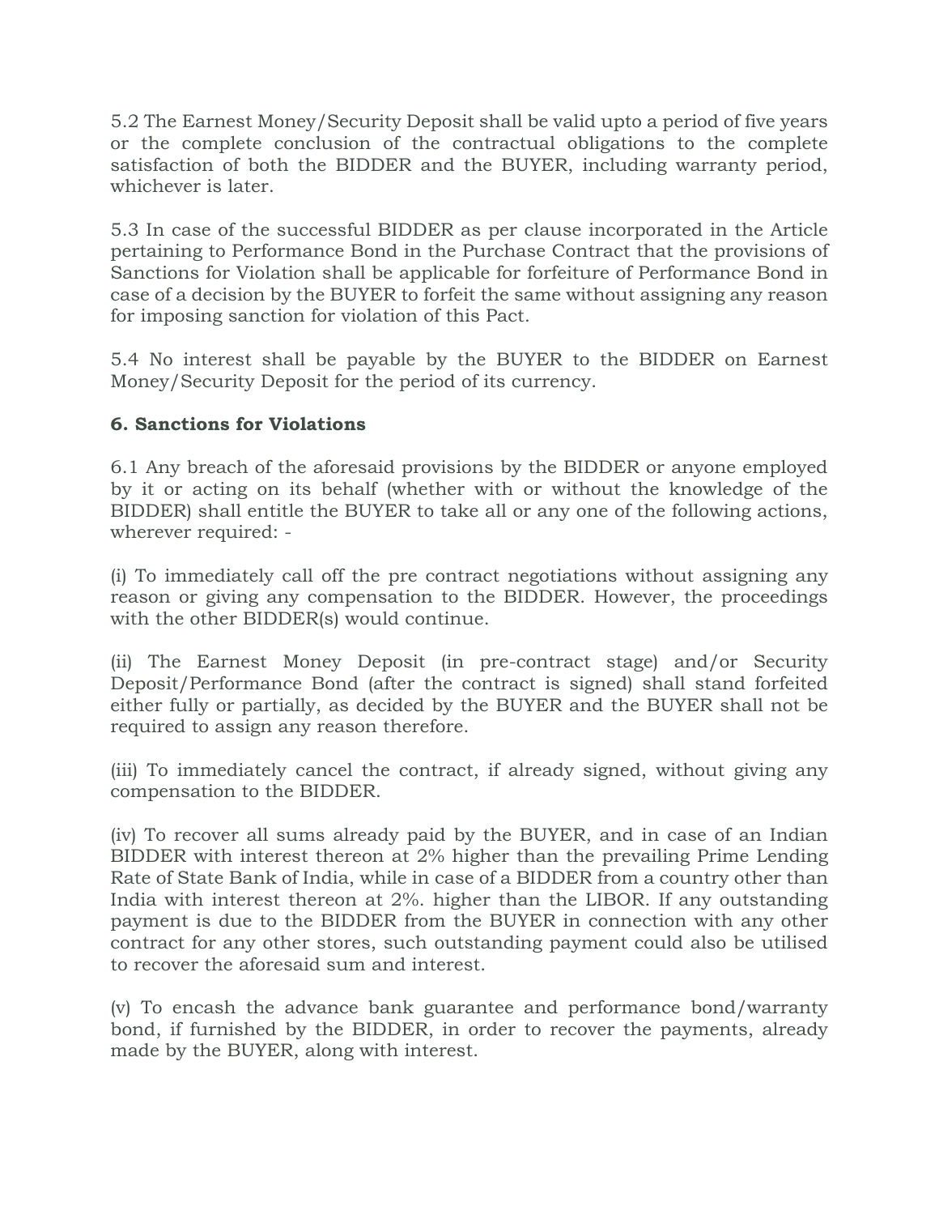5.2 The Earnest Money/Security Deposit shall be valid upto a period of five years or the complete conclusion of the contractual obligations to the complete satisfaction of both the BIDDER and the BUYER, including warranty period, whichever is later.

5.3 In case of the successful BIDDER as per clause incorporated in the Article pertaining to Performance Bond in the Purchase Contract that the provisions of Sanctions for Violation shall be applicable for forfeiture of Performance Bond in case of a decision by the BUYER to forfeit the same without assigning any reason for imposing sanction for violation of this Pact.

5.4 No interest shall be payable by the BUYER to the BIDDER on Earnest Money/Security Deposit for the period of its currency.

**6. Sanctions for Violations**

6.1 Any breach of the aforesaid provisions by the BIDDER or anyone employed by it or acting on its behalf (whether with or without the knowledge of the BIDDER) shall entitle the BUYER to take all or any one of the following actions, wherever required: -

(i) To immediately call off the pre contract negotiations without assigning any reason or giving any compensation to the BIDDER. However, the proceedings with the other BIDDER(s) would continue.

(ii) The Earnest Money Deposit (in pre-contract stage) and/or Security Deposit/Performance Bond (after the contract is signed) shall stand forfeited either fully or partially, as decided by the BUYER and the BUYER shall not be required to assign any reason therefore.

(iii) To immediately cancel the contract, if already signed, without giving any compensation to the BIDDER.

(iv) To recover all sums already paid by the BUYER, and in case of an Indian BIDDER with interest thereon at 2% higher than the prevailing Prime Lending Rate of State Bank of India, while in case of a BIDDER from a country other than India with interest thereon at 2%. higher than the LIBOR. If any outstanding payment is due to the BIDDER from the BUYER in connection with any other contract for any other stores, such outstanding payment could also be utilised to recover the aforesaid sum and interest.

(v) To encash the advance bank guarantee and performance bond/warranty bond, if furnished by the BIDDER, in order to recover the payments, already made by the BUYER, along with interest.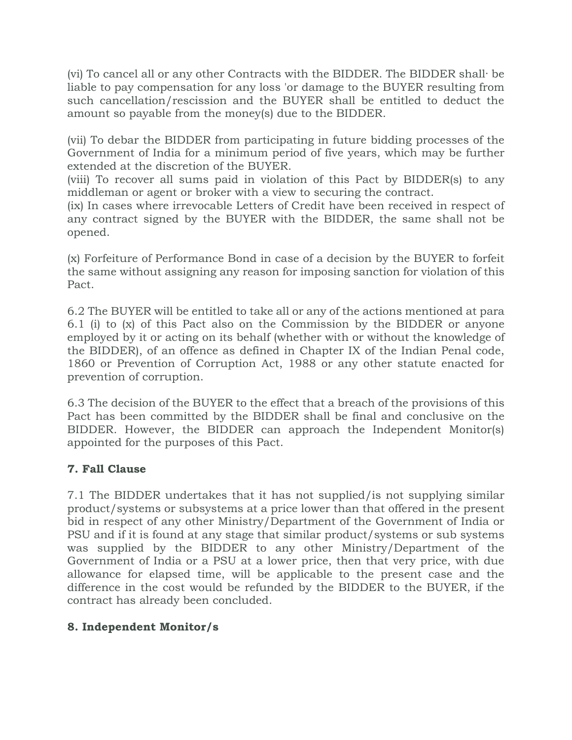(vi) To cancel all or any other Contracts with the BIDDER. The BIDDER shall· be liable to pay compensation for any loss 'or damage to the BUYER resulting from such cancellation/rescission and the BUYER shall be entitled to deduct the amount so payable from the money(s) due to the BIDDER.

(vii) To debar the BIDDER from participating in future bidding processes of the Government of India for a minimum period of five years, which may be further extended at the discretion of the BUYER.

(viii) To recover all sums paid in violation of this Pact by BIDDER(s) to any middleman or agent or broker with a view to securing the contract.

(ix) In cases where irrevocable Letters of Credit have been received in respect of any contract signed by the BUYER with the BIDDER, the same shall not be opened.

(x) Forfeiture of Performance Bond in case of a decision by the BUYER to forfeit the same without assigning any reason for imposing sanction for violation of this Pact.

6.2 The BUYER will be entitled to take all or any of the actions mentioned at para 6.1 (i) to (x) of this Pact also on the Commission by the BIDDER or anyone employed by it or acting on its behalf (whether with or without the knowledge of the BIDDER), of an offence as defined in Chapter IX of the Indian Penal code, 1860 or Prevention of Corruption Act, 1988 or any other statute enacted for prevention of corruption.

6.3 The decision of the BUYER to the effect that a breach of the provisions of this Pact has been committed by the BIDDER shall be final and conclusive on the BIDDER. However, the BIDDER can approach the Independent Monitor(s) appointed for the purposes of this Pact.

**7. Fall Clause**

7.1 The BIDDER undertakes that it has not supplied/is not supplying similar product/systems or subsystems at a price lower than that offered in the present bid in respect of any other Ministry/Department of the Government of India or PSU and if it is found at any stage that similar product/systems or sub systems was supplied by the BIDDER to any other Ministry/Department of the Government of India or a PSU at a lower price, then that very price, with due allowance for elapsed time, will be applicable to the present case and the difference in the cost would be refunded by the BIDDER to the BUYER, if the contract has already been concluded.

**8. Independent Monitor/s**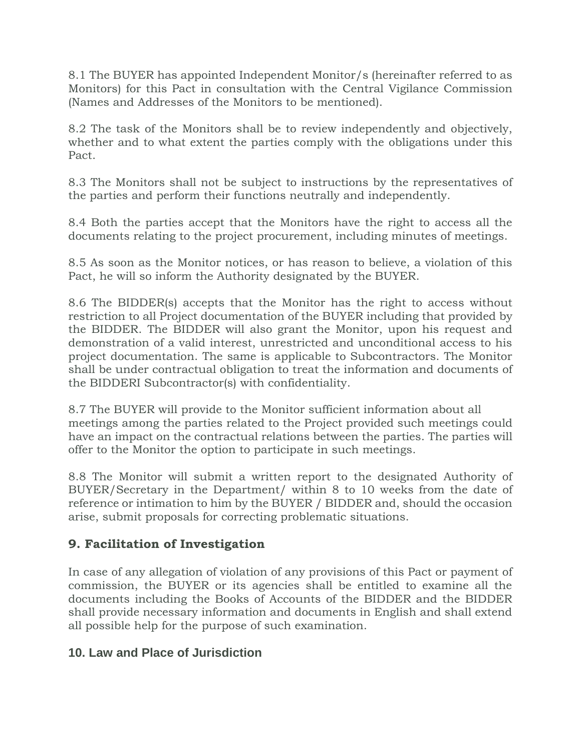8.1 The BUYER has appointed Independent Monitor/s (hereinafter referred to as Monitors) for this Pact in consultation with the Central Vigilance Commission (Names and Addresses of the Monitors to be mentioned).

8.2 The task of the Monitors shall be to review independently and objectively, whether and to what extent the parties comply with the obligations under this Pact.

8.3 The Monitors shall not be subject to instructions by the representatives of the parties and perform their functions neutrally and independently.

8.4 Both the parties accept that the Monitors have the right to access all the documents relating to the project procurement, including minutes of meetings.

8.5 As soon as the Monitor notices, or has reason to believe, a violation of this Pact, he will so inform the Authority designated by the BUYER.

8.6 The BIDDER(s) accepts that the Monitor has the right to access without restriction to all Project documentation of the BUYER including that provided by the BIDDER. The BIDDER will also grant the Monitor, upon his request and demonstration of a valid interest, unrestricted and unconditional access to his project documentation. The same is applicable to Subcontractors. The Monitor shall be under contractual obligation to treat the information and documents of the BIDDERI Subcontractor(s) with confidentiality.

8.7 The BUYER will provide to the Monitor sufficient information about all meetings among the parties related to the Project provided such meetings could have an impact on the contractual relations between the parties. The parties will offer to the Monitor the option to participate in such meetings.

8.8 The Monitor will submit a written report to the designated Authority of BUYER/Secretary in the Department/ within 8 to 10 weeks from the date of reference or intimation to him by the BUYER / BIDDER and, should the occasion arise, submit proposals for correcting problematic situations.

## 9. Facilitation of Investigation

In case of any allegation of violation of any provisions of this Pact or payment of commission, the BUYER or its agencies shall be entitled to examine all the documents including the Books of Accounts of the BIDDER and the BIDDER shall provide necessary information and documents in English and shall extend all possible help for the purpose of such examination.

## 10. Law and Place of Jurisdiction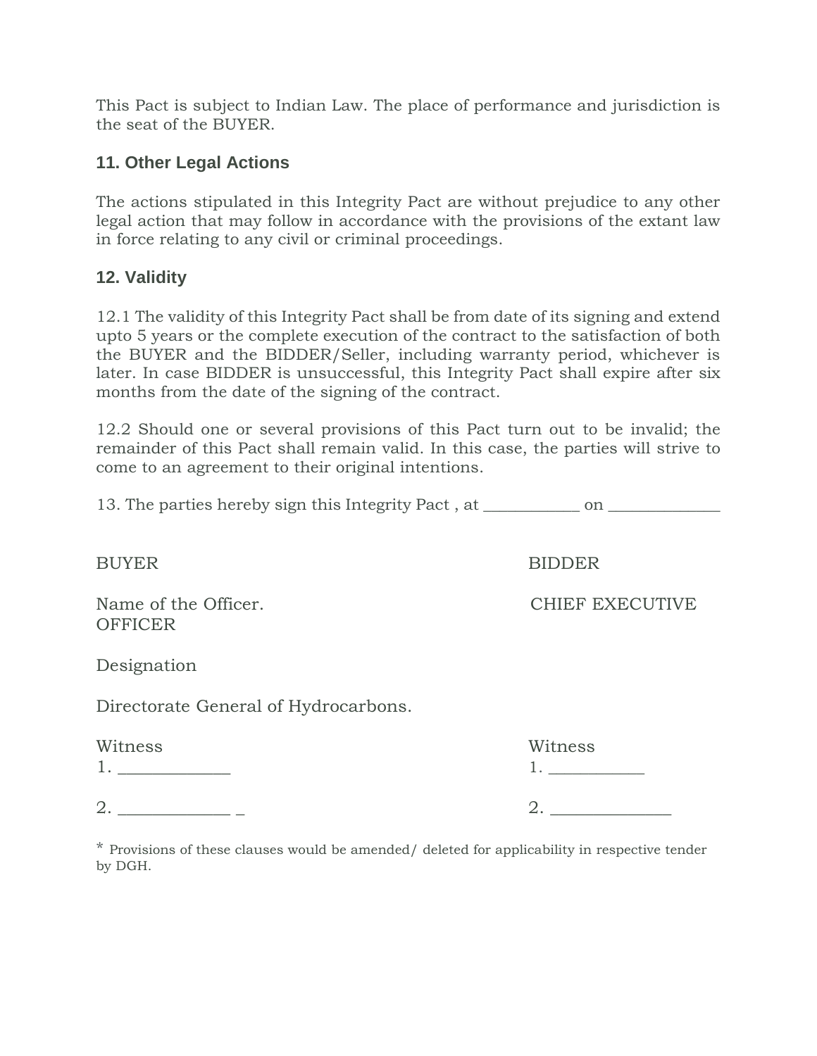This Pact is subject to Indian Law. The place of performance and jurisdiction is the seat of the BUYER.

### 11. Other Legal Actions

The actions stipulated in this Integrity Pact are without prejudice to any other legal action that may follow in accordance with the provisions of the extant law in force relating to any civil or criminal proceedings.

### 12. Validity

12.1 The validity of this Integrity Pact shall be from date of its signing and extend upto 5 years or the complete execution of the contract to the satisfaction of both the BUYER and the BIDDER/Seller, including warranty period, whichever is later. In case BIDDER is unsuccessful, this Integrity Pact shall expire after six months from the date of the signing of the contract.

12.2 Should one or several provisions of this Pact turn out to be invalid; the remainder of this Pact shall remain valid. In this case, the parties will strive to come to an agreement to their original intentions.

13. The parties hereby sign this Integrity Pact , at ___________ on _____________

BUYER

Name of the Officer.

Designation

Directorate General of Hydrocarbons.

Witness
1. _____________

2. _____________ _

BIDDER

CHIEF EXECUTIVE OFFICER

Witness
1. ___________

2. ______________

* Provisions of these clauses would be amended/ deleted for applicability in respective tender by DGH.